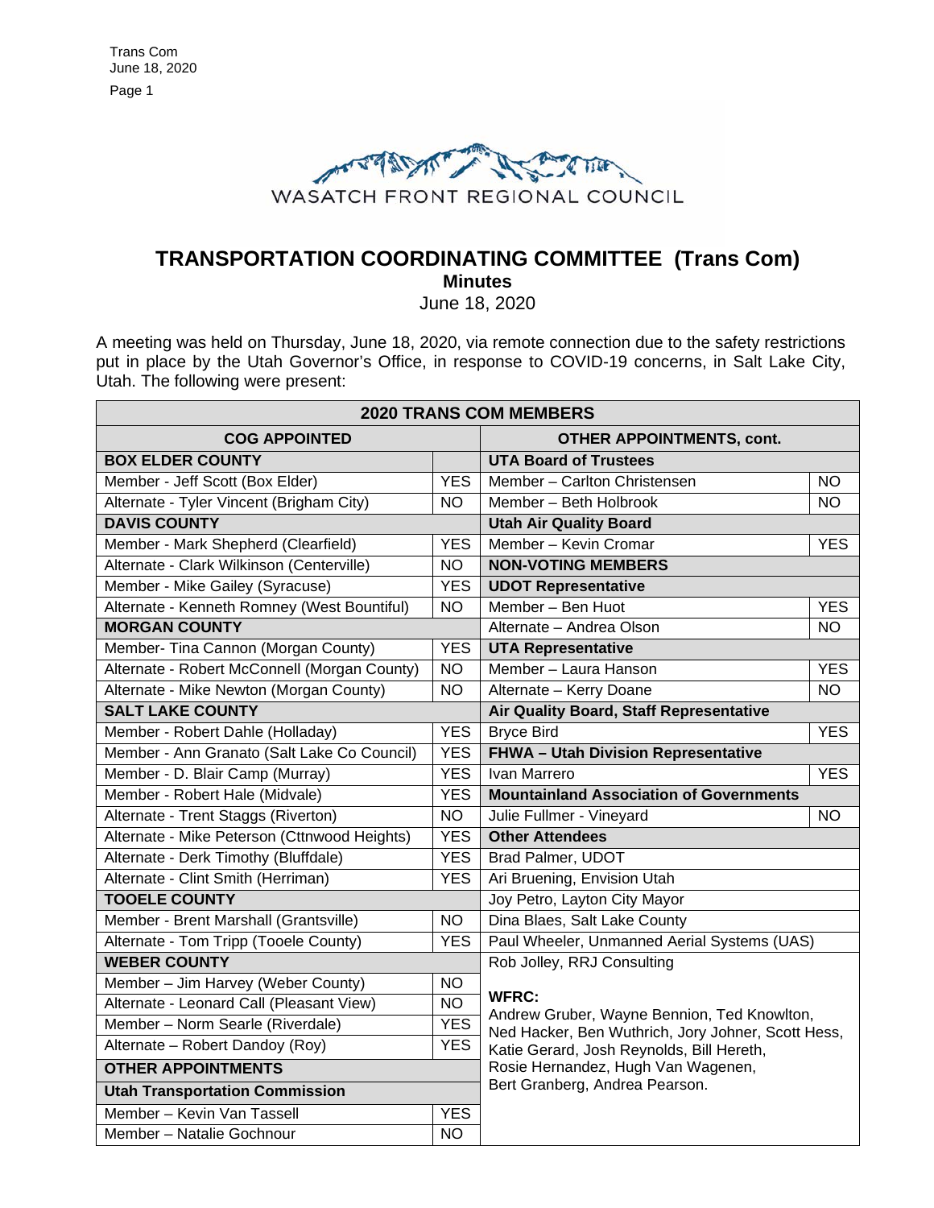WASATCH FRONT REGIONAL COUNCIL

# TRANSPORTATION COORDINATING COMMITTEE (Trans Com)

## Minutes

June 18, 2020

A meeting was held on Thursday, June 18, 2020, via remote connection due to the safety restrictions put in place by the Utah Governor's Office, in response to COVID-19 concerns, in Salt Lake City, Utah. The following were present:

| 2020 TRANS COM MEMBERS | | | |
|---|---|---|---|
| **COG APPOINTED** | | **OTHER APPOINTMENTS, cont.** | |
| **BOX ELDER COUNTY** | | **UTA Board of Trustees** | |
| Member - Jeff Scott (Box Elder) | YES | Member – Carlton Christensen | NO |
| Alternate - Tyler Vincent (Brigham City) | NO | Member – Beth Holbrook | NO |
| **DAVIS COUNTY** | | **Utah Air Quality Board** | |
| Member - Mark Shepherd (Clearfield) | YES | Member – Kevin Cromar | YES |
| Alternate - Clark Wilkinson (Centerville) | NO | **NON-VOTING MEMBERS** | |
| Member - Mike Gailey (Syracuse) | YES | **UDOT Representative** | |
| Alternate - Kenneth Romney (West Bountiful) | NO | Member – Ben Huot | YES |
| **MORGAN COUNTY** | | Alternate – Andrea Olson | NO |
| Member- Tina Cannon (Morgan County) | YES | **UTA Representative** | |
| Alternate - Robert McConnell (Morgan County) | NO | Member – Laura Hanson | YES |
| Alternate - Mike Newton (Morgan County) | NO | Alternate – Kerry Doane | NO |
| **SALT LAKE COUNTY** | | **Air Quality Board, Staff Representative** | |
| Member - Robert Dahle (Holladay) | YES | Bryce Bird | YES |
| Member - Ann Granato (Salt Lake Co Council) | YES | **FHWA – Utah Division Representative** | |
| Member - D. Blair Camp (Murray) | YES | Ivan Marrero | YES |
| Member - Robert Hale (Midvale) | YES | **Mountainland Association of Governments** | |
| Alternate - Trent Staggs (Riverton) | NO | Julie Fullmer - Vineyard | NO |
| Alternate - Mike Peterson (Cttnwood Heights) | YES | **Other Attendees** | |
| Alternate - Derk Timothy (Bluffdale) | YES | Brad Palmer, UDOT | |
| Alternate - Clint Smith (Herriman) | YES | Ari Bruening, Envision Utah | |
| **TOOELE COUNTY** | | Joy Petro, Layton City Mayor | |
| Member - Brent Marshall (Grantsville) | NO | Dina Blaes, Salt Lake County | |
| Alternate - Tom Tripp (Tooele County) | YES | Paul Wheeler, Unmanned Aerial Systems (UAS) | |
| **WEBER COUNTY** | | Rob Jolley, RRJ Consulting | |
| Member – Jim Harvey (Weber County) | NO | **WFRC:** Andrew Gruber, Wayne Bennion, Ted Knowlton, Ned Hacker, Ben Wuthrich, Jory Johner, Scott Hess, Katie Gerard, Josh Reynolds, Bill Hereth, Rosie Hernandez, Hugh Van Wagenen, Bert Granberg, Andrea Pearson. | |
| Alternate - Leonard Call (Pleasant View) | NO | | |
| Member – Norm Searle (Riverdale) | YES | | |
| Alternate – Robert Dandoy (Roy) | YES | | |
| **OTHER APPOINTMENTS** | | | |
| **Utah Transportation Commission** | | | |
| Member – Kevin Van Tassell | YES | | |
| Member – Natalie Gochnour | NO | | |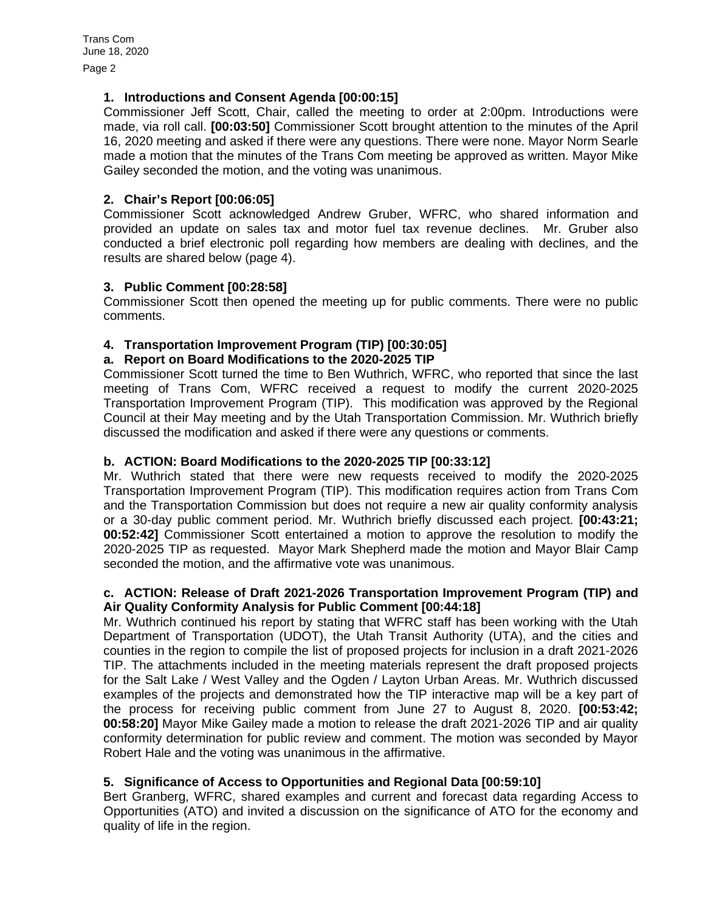### 1. Introductions and Consent Agenda [00:00:15]

Commissioner Jeff Scott, Chair, called the meeting to order at 2:00pm. Introductions were made, via roll call. **[00:03:50]** Commissioner Scott brought attention to the minutes of the April 16, 2020 meeting and asked if there were any questions. There were none. Mayor Norm Searle made a motion that the minutes of the Trans Com meeting be approved as written. Mayor Mike Gailey seconded the motion, and the voting was unanimous.

### 2. Chair's Report [00:06:05]

Commissioner Scott acknowledged Andrew Gruber, WFRC, who shared information and provided an update on sales tax and motor fuel tax revenue declines. Mr. Gruber also conducted a brief electronic poll regarding how members are dealing with declines, and the results are shared below (page 4).

### 3. Public Comment [00:28:58]

Commissioner Scott then opened the meeting up for public comments. There were no public comments.

### 4. Transportation Improvement Program (TIP) [00:30:05]

#### a. Report on Board Modifications to the 2020-2025 TIP

Commissioner Scott turned the time to Ben Wuthrich, WFRC, who reported that since the last meeting of Trans Com, WFRC received a request to modify the current 2020-2025 Transportation Improvement Program (TIP). This modification was approved by the Regional Council at their May meeting and by the Utah Transportation Commission. Mr. Wuthrich briefly discussed the modification and asked if there were any questions or comments.

#### b. ACTION: Board Modifications to the 2020-2025 TIP [00:33:12]

Mr. Wuthrich stated that there were new requests received to modify the 2020-2025 Transportation Improvement Program (TIP). This modification requires action from Trans Com and the Transportation Commission but does not require a new air quality conformity analysis or a 30-day public comment period. Mr. Wuthrich briefly discussed each project. **[00:43:21; 00:52:42]** Commissioner Scott entertained a motion to approve the resolution to modify the 2020-2025 TIP as requested. Mayor Mark Shepherd made the motion and Mayor Blair Camp seconded the motion, and the affirmative vote was unanimous.

#### c. ACTION: Release of Draft 2021-2026 Transportation Improvement Program (TIP) and Air Quality Conformity Analysis for Public Comment [00:44:18]

Mr. Wuthrich continued his report by stating that WFRC staff has been working with the Utah Department of Transportation (UDOT), the Utah Transit Authority (UTA), and the cities and counties in the region to compile the list of proposed projects for inclusion in a draft 2021-2026 TIP. The attachments included in the meeting materials represent the draft proposed projects for the Salt Lake / West Valley and the Ogden / Layton Urban Areas. Mr. Wuthrich discussed examples of the projects and demonstrated how the TIP interactive map will be a key part of the process for receiving public comment from June 27 to August 8, 2020. **[00:53:42; 00:58:20]** Mayor Mike Gailey made a motion to release the draft 2021-2026 TIP and air quality conformity determination for public review and comment. The motion was seconded by Mayor Robert Hale and the voting was unanimous in the affirmative.

### 5. Significance of Access to Opportunities and Regional Data [00:59:10]

Bert Granberg, WFRC, shared examples and current and forecast data regarding Access to Opportunities (ATO) and invited a discussion on the significance of ATO for the economy and quality of life in the region.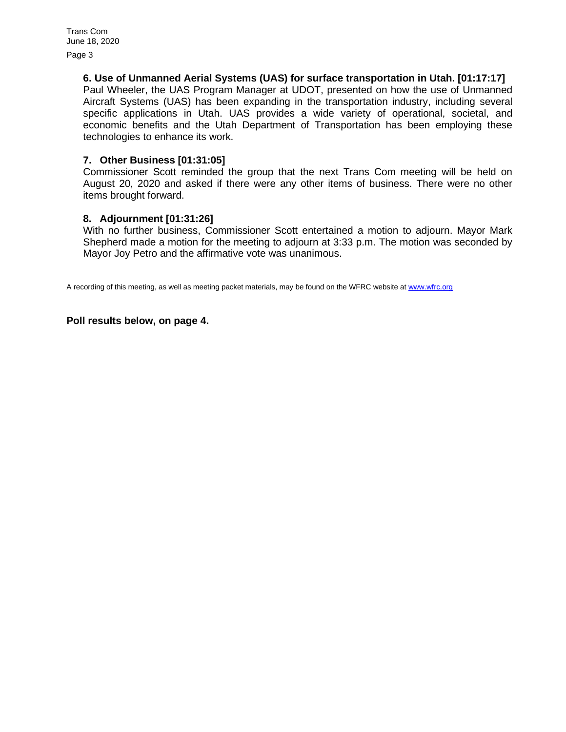### 6. Use of Unmanned Aerial Systems (UAS) for surface transportation in Utah. [01:17:17]

Paul Wheeler, the UAS Program Manager at UDOT, presented on how the use of Unmanned Aircraft Systems (UAS) has been expanding in the transportation industry, including several specific applications in Utah. UAS provides a wide variety of operational, societal, and economic benefits and the Utah Department of Transportation has been employing these technologies to enhance its work.

### 7. Other Business [01:31:05]

Commissioner Scott reminded the group that the next Trans Com meeting will be held on August 20, 2020 and asked if there were any other items of business. There were no other items brought forward.

### 8. Adjournment [01:31:26]

With no further business, Commissioner Scott entertained a motion to adjourn. Mayor Mark Shepherd made a motion for the meeting to adjourn at 3:33 p.m. The motion was seconded by Mayor Joy Petro and the affirmative vote was unanimous.

A recording of this meeting, as well as meeting packet materials, may be found on the WFRC website at www.wfrc.org

**Poll results below, on page 4.**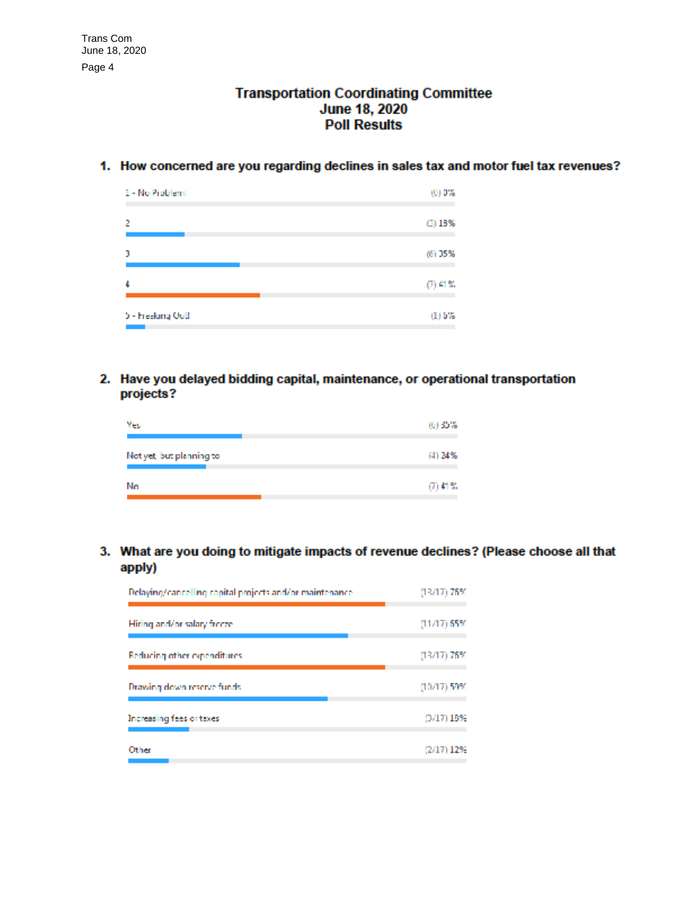# Transportation Coordinating Committee
## June 18, 2020
## Poll Results

**1. How concerned are you regarding declines in sales tax and motor fuel tax revenues?**

1 - No Problem! (0) 0%

2 (3) 18%

3 (6) 35%

4 (7) 41%

5 - Freaking Out! (1) 6%

**2. Have you delayed bidding capital, maintenance, or operational transportation projects?**

Yes (6) 35%

Not yet, but planning to (4) 24%

No (7) 41%

**3. What are you doing to mitigate impacts of revenue declines? (Please choose all that apply)**

Delaying/cancelling capital projects and/or maintenance (13/17) 76%

Hiring and/or salary freeze (11/17) 65%

Reducing other expenditures (13/17) 76%

Drawing down reserve funds (10/17) 59%

Increasing fees or taxes (3/17) 18%

Other (2/17) 12%